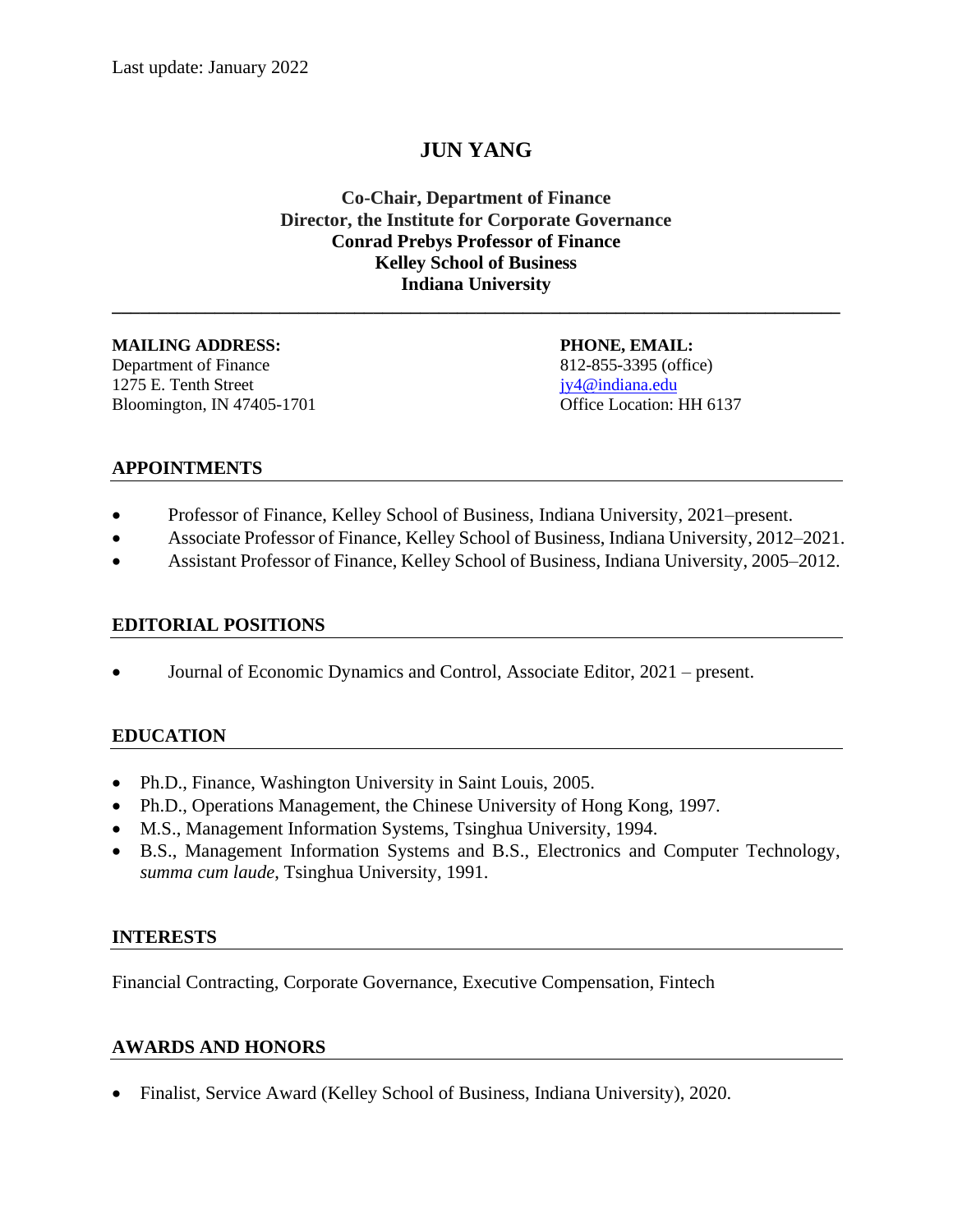Last update: January 2022

# JUN YANG

**Co-Chair, Department of Finance**
**Director, the Institute for Corporate Governance**
**Conrad Prebys Professor of Finance**
**Kelley School of Business**
**Indiana University**

---

**MAILING ADDRESS:**
Department of Finance
1275 E. Tenth Street
Bloomington, IN 47405-1701

**PHONE, EMAIL:**
812-855-3395 (office)
jy4@indiana.edu
Office Location: HH 6137

## APPOINTMENTS

- Professor of Finance, Kelley School of Business, Indiana University, 2021–present.
- Associate Professor of Finance, Kelley School of Business, Indiana University, 2012–2021.
- Assistant Professor of Finance, Kelley School of Business, Indiana University, 2005–2012.

## EDITORIAL POSITIONS

- Journal of Economic Dynamics and Control, Associate Editor, 2021 – present.

## EDUCATION

- Ph.D., Finance, Washington University in Saint Louis, 2005.
- Ph.D., Operations Management, the Chinese University of Hong Kong, 1997.
- M.S., Management Information Systems, Tsinghua University, 1994.
- B.S., Management Information Systems and B.S., Electronics and Computer Technology, *summa cum laude*, Tsinghua University, 1991.

## INTERESTS

Financial Contracting, Corporate Governance, Executive Compensation, Fintech

## AWARDS AND HONORS

- Finalist, Service Award (Kelley School of Business, Indiana University), 2020.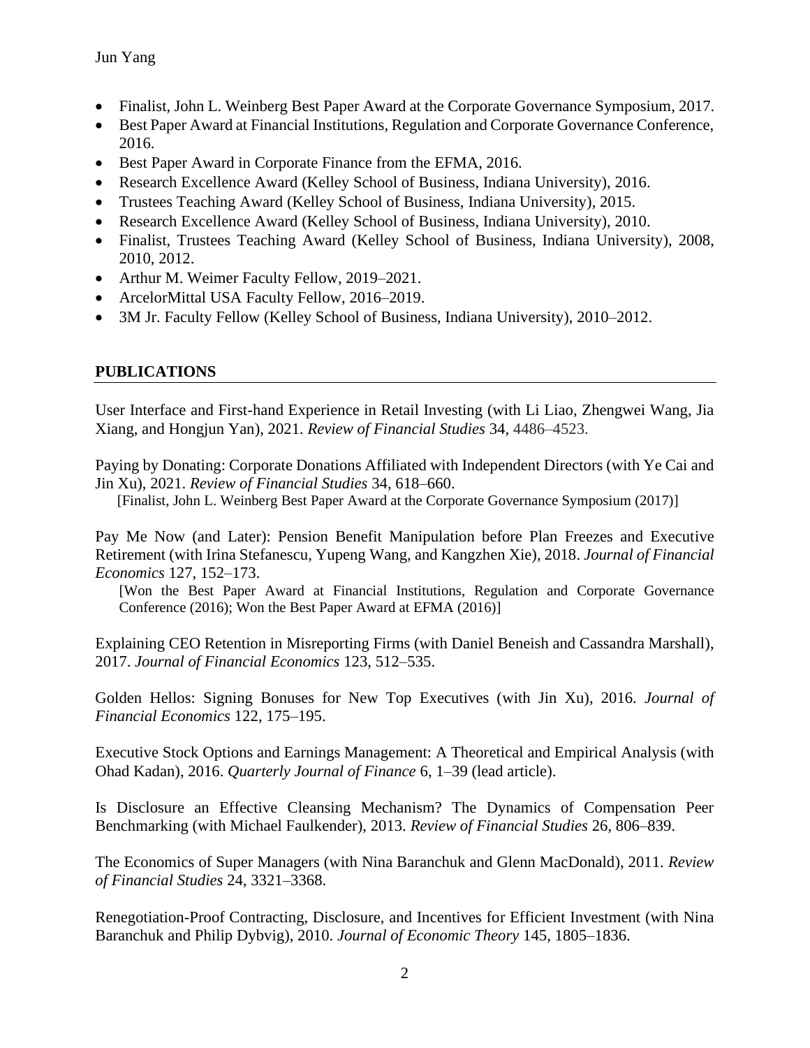- Finalist, John L. Weinberg Best Paper Award at the Corporate Governance Symposium, 2017.
- Best Paper Award at Financial Institutions, Regulation and Corporate Governance Conference, 2016.
- Best Paper Award in Corporate Finance from the EFMA, 2016.
- Research Excellence Award (Kelley School of Business, Indiana University), 2016.
- Trustees Teaching Award (Kelley School of Business, Indiana University), 2015.
- Research Excellence Award (Kelley School of Business, Indiana University), 2010.
- Finalist, Trustees Teaching Award (Kelley School of Business, Indiana University), 2008, 2010, 2012.
- Arthur M. Weimer Faculty Fellow, 2019–2021.
- ArcelorMittal USA Faculty Fellow, 2016–2019.
- 3M Jr. Faculty Fellow (Kelley School of Business, Indiana University), 2010–2012.

## PUBLICATIONS

User Interface and First-hand Experience in Retail Investing (with Li Liao, Zhengwei Wang, Jia Xiang, and Hongjun Yan), 2021. *Review of Financial Studies* 34, 4486–4523.

Paying by Donating: Corporate Donations Affiliated with Independent Directors (with Ye Cai and Jin Xu), 2021. *Review of Financial Studies* 34, 618–660.
[Finalist, John L. Weinberg Best Paper Award at the Corporate Governance Symposium (2017)]

Pay Me Now (and Later): Pension Benefit Manipulation before Plan Freezes and Executive Retirement (with Irina Stefanescu, Yupeng Wang, and Kangzhen Xie), 2018. *Journal of Financial Economics* 127, 152–173.
[Won the Best Paper Award at Financial Institutions, Regulation and Corporate Governance Conference (2016); Won the Best Paper Award at EFMA (2016)]

Explaining CEO Retention in Misreporting Firms (with Daniel Beneish and Cassandra Marshall), 2017. *Journal of Financial Economics* 123, 512–535.

Golden Hellos: Signing Bonuses for New Top Executives (with Jin Xu), 2016. *Journal of Financial Economics* 122, 175–195.

Executive Stock Options and Earnings Management: A Theoretical and Empirical Analysis (with Ohad Kadan), 2016. *Quarterly Journal of Finance* 6, 1–39 (lead article).

Is Disclosure an Effective Cleansing Mechanism? The Dynamics of Compensation Peer Benchmarking (with Michael Faulkender), 2013. *Review of Financial Studies* 26, 806–839.

The Economics of Super Managers (with Nina Baranchuk and Glenn MacDonald), 2011. *Review of Financial Studies* 24, 3321–3368.

Renegotiation-Proof Contracting, Disclosure, and Incentives for Efficient Investment (with Nina Baranchuk and Philip Dybvig), 2010. *Journal of Economic Theory* 145, 1805–1836.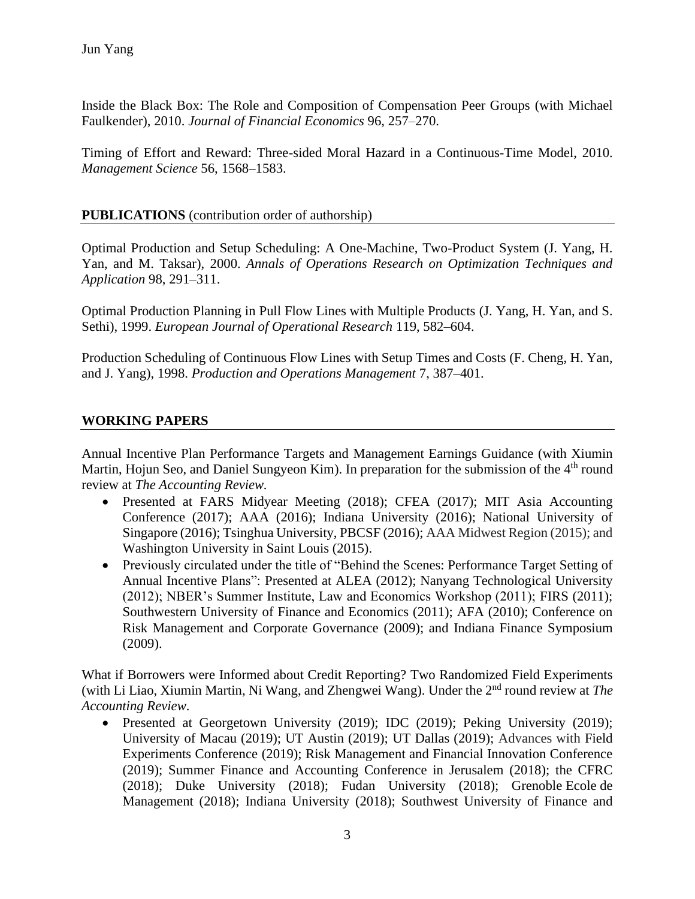Inside the Black Box: The Role and Composition of Compensation Peer Groups (with Michael Faulkender), 2010. *Journal of Financial Economics* 96, 257–270.

Timing of Effort and Reward: Three-sided Moral Hazard in a Continuous-Time Model, 2010. *Management Science* 56, 1568–1583.

## **PUBLICATIONS** (contribution order of authorship)

Optimal Production and Setup Scheduling: A One-Machine, Two-Product System (J. Yang, H. Yan, and M. Taksar), 2000. *Annals of Operations Research on Optimization Techniques and Application* 98, 291–311.

Optimal Production Planning in Pull Flow Lines with Multiple Products (J. Yang, H. Yan, and S. Sethi), 1999. *European Journal of Operational Research* 119, 582–604.

Production Scheduling of Continuous Flow Lines with Setup Times and Costs (F. Cheng, H. Yan, and J. Yang), 1998. *Production and Operations Management* 7, 387–401.

## **WORKING PAPERS**

Annual Incentive Plan Performance Targets and Management Earnings Guidance (with Xiumin Martin, Hojun Seo, and Daniel Sungyeon Kim). In preparation for the submission of the 4th round review at *The Accounting Review*.

- Presented at FARS Midyear Meeting (2018); CFEA (2017); MIT Asia Accounting Conference (2017); AAA (2016); Indiana University (2016); National University of Singapore (2016); Tsinghua University, PBCSF (2016); AAA Midwest Region (2015); and Washington University in Saint Louis (2015).
- Previously circulated under the title of "Behind the Scenes: Performance Target Setting of Annual Incentive Plans": Presented at ALEA (2012); Nanyang Technological University (2012); NBER's Summer Institute, Law and Economics Workshop (2011); FIRS (2011); Southwestern University of Finance and Economics (2011); AFA (2010); Conference on Risk Management and Corporate Governance (2009); and Indiana Finance Symposium (2009).

What if Borrowers were Informed about Credit Reporting? Two Randomized Field Experiments (with Li Liao, Xiumin Martin, Ni Wang, and Zhengwei Wang). Under the 2nd round review at *The Accounting Review*.

- Presented at Georgetown University (2019); IDC (2019); Peking University (2019); University of Macau (2019); UT Austin (2019); UT Dallas (2019); Advances with Field Experiments Conference (2019); Risk Management and Financial Innovation Conference (2019); Summer Finance and Accounting Conference in Jerusalem (2018); the CFRC (2018); Duke University (2018); Fudan University (2018); Grenoble Ecole de Management (2018); Indiana University (2018); Southwest University of Finance and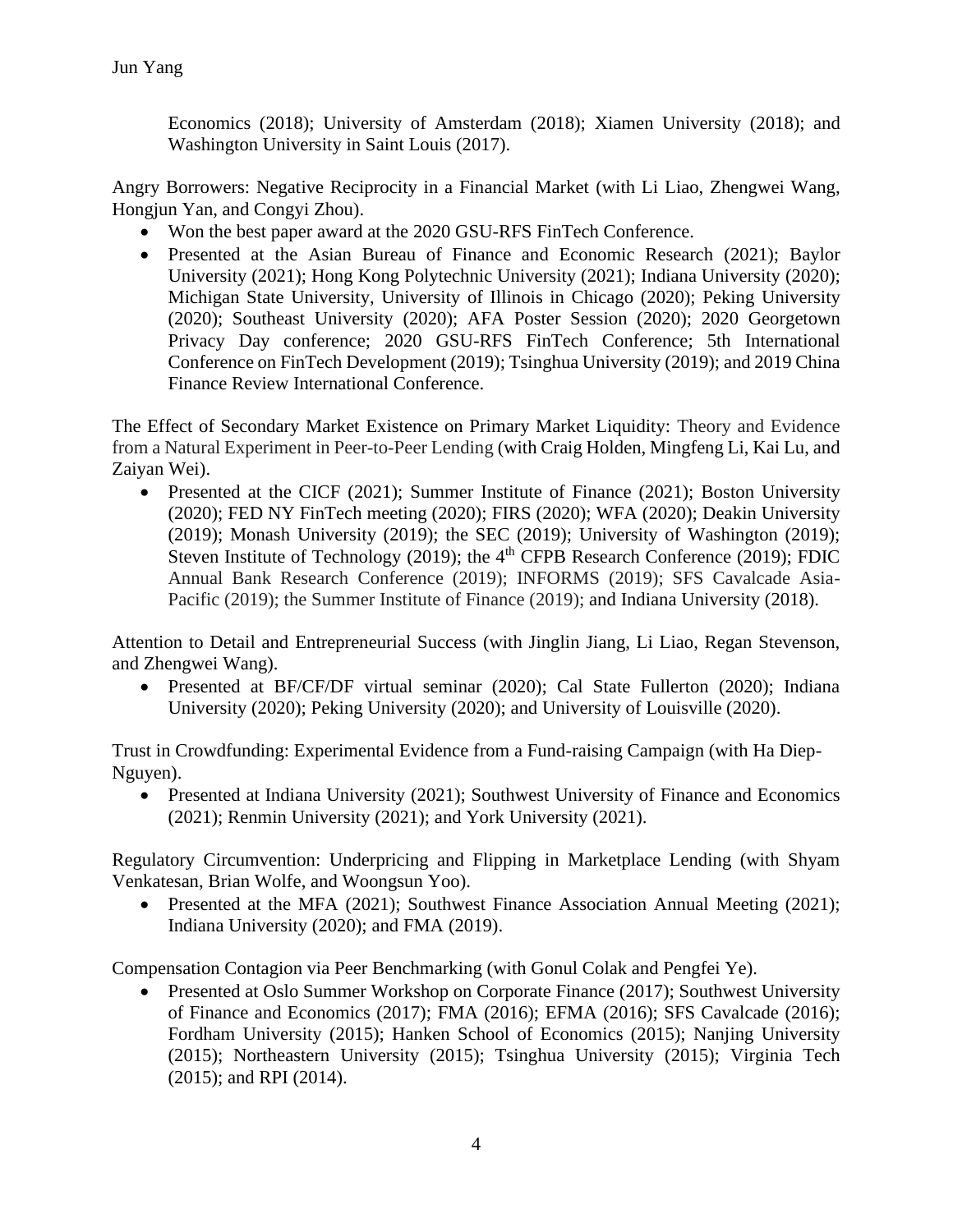Economics (2018); University of Amsterdam (2018); Xiamen University (2018); and Washington University in Saint Louis (2017).

Angry Borrowers: Negative Reciprocity in a Financial Market (with Li Liao, Zhengwei Wang, Hongjun Yan, and Congyi Zhou).

- Won the best paper award at the 2020 GSU-RFS FinTech Conference.
- Presented at the Asian Bureau of Finance and Economic Research (2021); Baylor University (2021); Hong Kong Polytechnic University (2021); Indiana University (2020); Michigan State University, University of Illinois in Chicago (2020); Peking University (2020); Southeast University (2020); AFA Poster Session (2020); 2020 Georgetown Privacy Day conference; 2020 GSU-RFS FinTech Conference; 5th International Conference on FinTech Development (2019); Tsinghua University (2019); and 2019 China Finance Review International Conference.

The Effect of Secondary Market Existence on Primary Market Liquidity: Theory and Evidence from a Natural Experiment in Peer-to-Peer Lending (with Craig Holden, Mingfeng Li, Kai Lu, and Zaiyan Wei).

- Presented at the CICF (2021); Summer Institute of Finance (2021); Boston University (2020); FED NY FinTech meeting (2020); FIRS (2020); WFA (2020); Deakin University (2019); Monash University (2019); the SEC (2019); University of Washington (2019); Steven Institute of Technology (2019); the 4th CFPB Research Conference (2019); FDIC Annual Bank Research Conference (2019); INFORMS (2019); SFS Cavalcade Asia-Pacific (2019); the Summer Institute of Finance (2019); and Indiana University (2018).

Attention to Detail and Entrepreneurial Success (with Jinglin Jiang, Li Liao, Regan Stevenson, and Zhengwei Wang).

- Presented at BF/CF/DF virtual seminar (2020); Cal State Fullerton (2020); Indiana University (2020); Peking University (2020); and University of Louisville (2020).

Trust in Crowdfunding: Experimental Evidence from a Fund-raising Campaign (with Ha Diep-Nguyen).

- Presented at Indiana University (2021); Southwest University of Finance and Economics (2021); Renmin University (2021); and York University (2021).

Regulatory Circumvention: Underpricing and Flipping in Marketplace Lending (with Shyam Venkatesan, Brian Wolfe, and Woongsun Yoo).

- Presented at the MFA (2021); Southwest Finance Association Annual Meeting (2021); Indiana University (2020); and FMA (2019).

Compensation Contagion via Peer Benchmarking (with Gonul Colak and Pengfei Ye).

- Presented at Oslo Summer Workshop on Corporate Finance (2017); Southwest University of Finance and Economics (2017); FMA (2016); EFMA (2016); SFS Cavalcade (2016); Fordham University (2015); Hanken School of Economics (2015); Nanjing University (2015); Northeastern University (2015); Tsinghua University (2015); Virginia Tech (2015); and RPI (2014).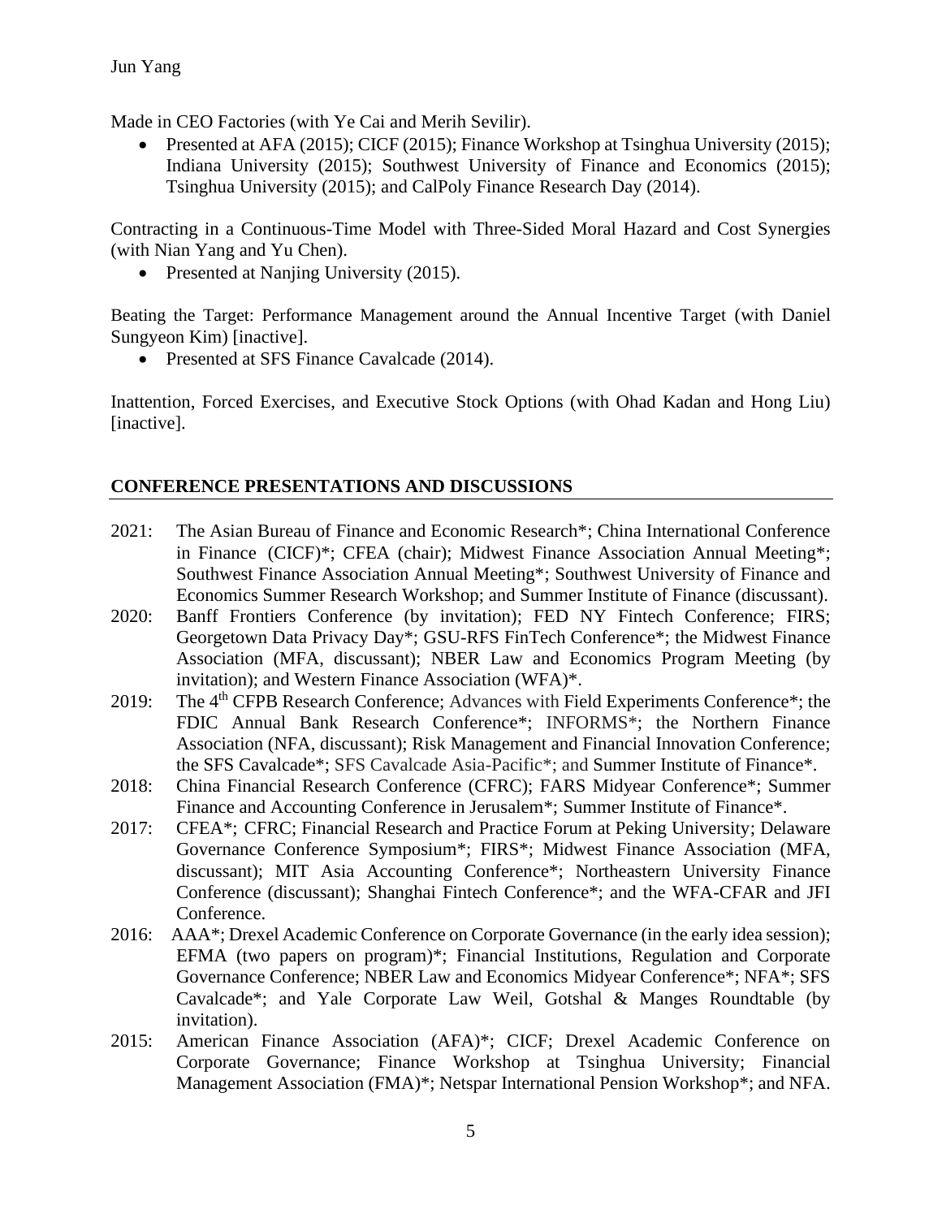Made in CEO Factories (with Ye Cai and Merih Sevilir).

- Presented at AFA (2015); CICF (2015); Finance Workshop at Tsinghua University (2015); Indiana University (2015); Southwest University of Finance and Economics (2015); Tsinghua University (2015); and CalPoly Finance Research Day (2014).

Contracting in a Continuous-Time Model with Three-Sided Moral Hazard and Cost Synergies (with Nian Yang and Yu Chen).

- Presented at Nanjing University (2015).

Beating the Target: Performance Management around the Annual Incentive Target (with Daniel Sungyeon Kim) [inactive].

- Presented at SFS Finance Cavalcade (2014).

Inattention, Forced Exercises, and Executive Stock Options (with Ohad Kadan and Hong Liu) [inactive].

## CONFERENCE PRESENTATIONS AND DISCUSSIONS

- 2021: The Asian Bureau of Finance and Economic Research*; China International Conference in Finance (CICF)*; CFEA (chair); Midwest Finance Association Annual Meeting*; Southwest Finance Association Annual Meeting*; Southwest University of Finance and Economics Summer Research Workshop; and Summer Institute of Finance (discussant).
- 2020: Banff Frontiers Conference (by invitation); FED NY Fintech Conference; FIRS; Georgetown Data Privacy Day*; GSU-RFS FinTech Conference*; the Midwest Finance Association (MFA, discussant); NBER Law and Economics Program Meeting (by invitation); and Western Finance Association (WFA)*.
- 2019: The 4th CFPB Research Conference; Advances with Field Experiments Conference*; the FDIC Annual Bank Research Conference*; INFORMS*; the Northern Finance Association (NFA, discussant); Risk Management and Financial Innovation Conference; the SFS Cavalcade*; SFS Cavalcade Asia-Pacific*; and Summer Institute of Finance*.
- 2018: China Financial Research Conference (CFRC); FARS Midyear Conference*; Summer Finance and Accounting Conference in Jerusalem*; Summer Institute of Finance*.
- 2017: CFEA*; CFRC; Financial Research and Practice Forum at Peking University; Delaware Governance Conference Symposium*; FIRS*; Midwest Finance Association (MFA, discussant); MIT Asia Accounting Conference*; Northeastern University Finance Conference (discussant); Shanghai Fintech Conference*; and the WFA-CFAR and JFI Conference.
- 2016: AAA*; Drexel Academic Conference on Corporate Governance (in the early idea session); EFMA (two papers on program)*; Financial Institutions, Regulation and Corporate Governance Conference; NBER Law and Economics Midyear Conference*; NFA*; SFS Cavalcade*; and Yale Corporate Law Weil, Gotshal & Manges Roundtable (by invitation).
- 2015: American Finance Association (AFA)*; CICF; Drexel Academic Conference on Corporate Governance; Finance Workshop at Tsinghua University; Financial Management Association (FMA)*; Netspar International Pension Workshop*; and NFA.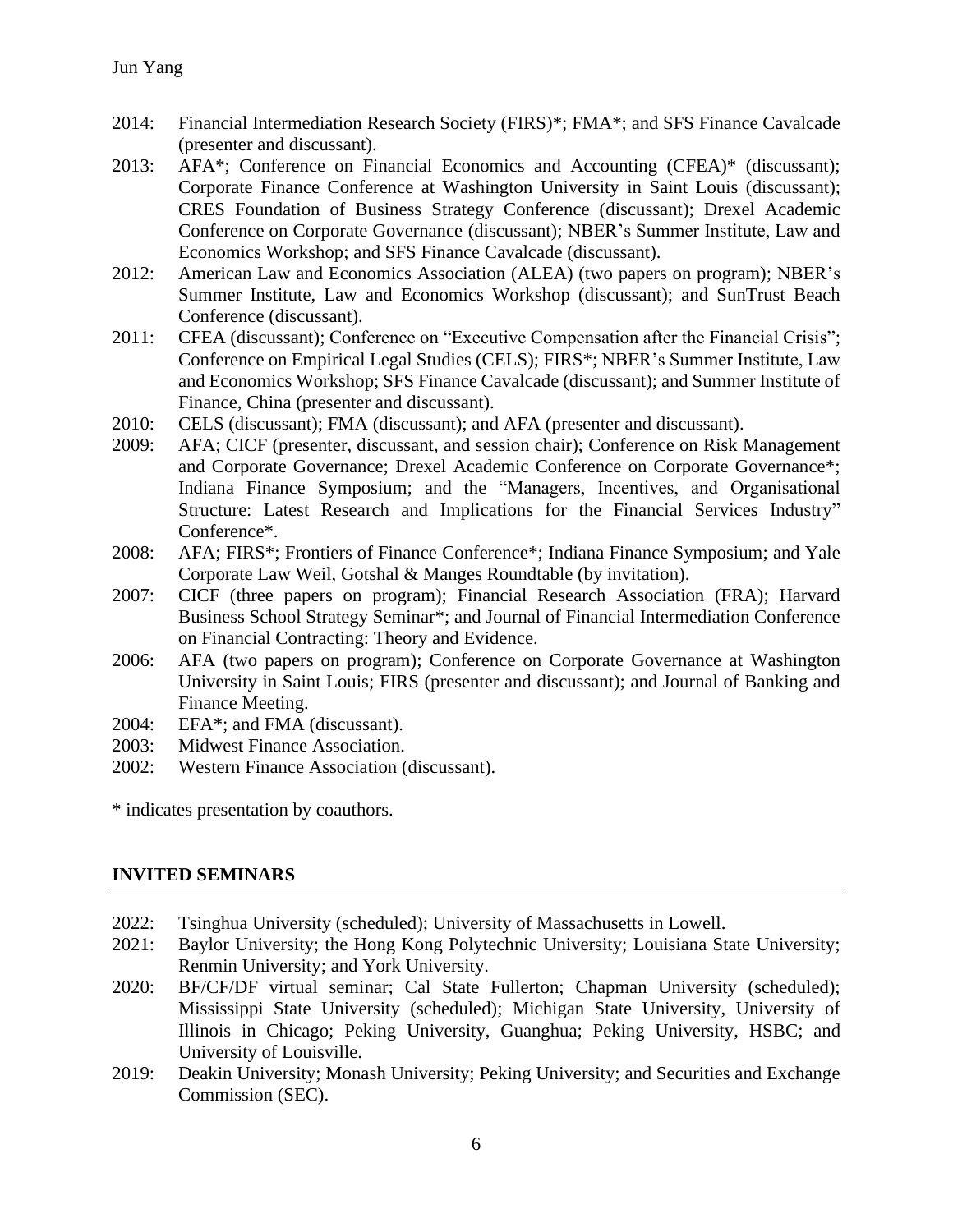2014: Financial Intermediation Research Society (FIRS)*; FMA*; and SFS Finance Cavalcade (presenter and discussant).

2013: AFA*; Conference on Financial Economics and Accounting (CFEA)* (discussant); Corporate Finance Conference at Washington University in Saint Louis (discussant); CRES Foundation of Business Strategy Conference (discussant); Drexel Academic Conference on Corporate Governance (discussant); NBER's Summer Institute, Law and Economics Workshop; and SFS Finance Cavalcade (discussant).

2012: American Law and Economics Association (ALEA) (two papers on program); NBER's Summer Institute, Law and Economics Workshop (discussant); and SunTrust Beach Conference (discussant).

2011: CFEA (discussant); Conference on "Executive Compensation after the Financial Crisis"; Conference on Empirical Legal Studies (CELS); FIRS*; NBER's Summer Institute, Law and Economics Workshop; SFS Finance Cavalcade (discussant); and Summer Institute of Finance, China (presenter and discussant).

2010: CELS (discussant); FMA (discussant); and AFA (presenter and discussant).

2009: AFA; CICF (presenter, discussant, and session chair); Conference on Risk Management and Corporate Governance; Drexel Academic Conference on Corporate Governance*; Indiana Finance Symposium; and the "Managers, Incentives, and Organisational Structure: Latest Research and Implications for the Financial Services Industry" Conference*.

2008: AFA; FIRS*; Frontiers of Finance Conference*; Indiana Finance Symposium; and Yale Corporate Law Weil, Gotshal & Manges Roundtable (by invitation).

2007: CICF (three papers on program); Financial Research Association (FRA); Harvard Business School Strategy Seminar*; and Journal of Financial Intermediation Conference on Financial Contracting: Theory and Evidence.

2006: AFA (two papers on program); Conference on Corporate Governance at Washington University in Saint Louis; FIRS (presenter and discussant); and Journal of Banking and Finance Meeting.

2004: EFA*; and FMA (discussant).

2003: Midwest Finance Association.

2002: Western Finance Association (discussant).

* indicates presentation by coauthors.

## INVITED SEMINARS

2022: Tsinghua University (scheduled); University of Massachusetts in Lowell.

2021: Baylor University; the Hong Kong Polytechnic University; Louisiana State University; Renmin University; and York University.

2020: BF/CF/DF virtual seminar; Cal State Fullerton; Chapman University (scheduled); Mississippi State University (scheduled); Michigan State University, University of Illinois in Chicago; Peking University, Guanghua; Peking University, HSBC; and University of Louisville.

2019: Deakin University; Monash University; Peking University; and Securities and Exchange Commission (SEC).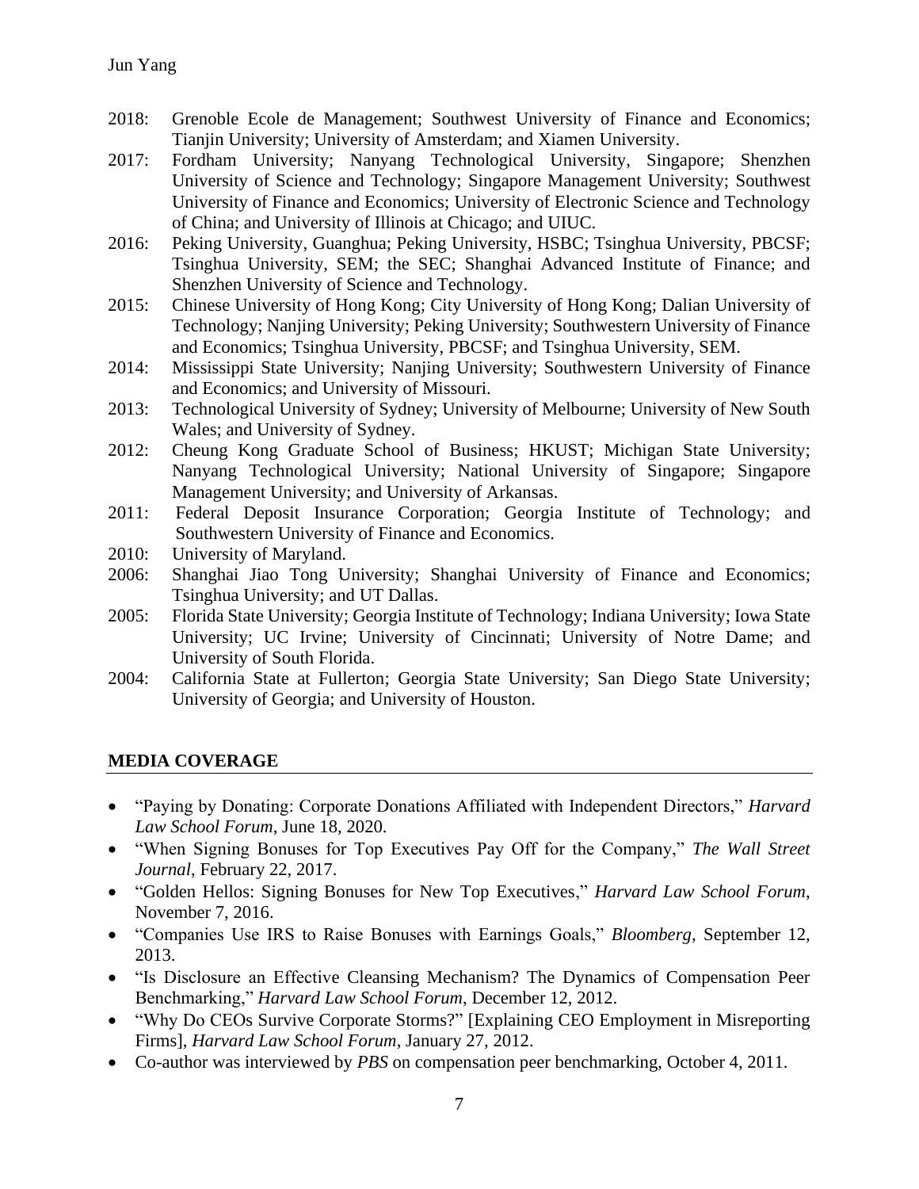2018: Grenoble Ecole de Management; Southwest University of Finance and Economics; Tianjin University; University of Amsterdam; and Xiamen University.

2017: Fordham University; Nanyang Technological University, Singapore; Shenzhen University of Science and Technology; Singapore Management University; Southwest University of Finance and Economics; University of Electronic Science and Technology of China; and University of Illinois at Chicago; and UIUC.

2016: Peking University, Guanghua; Peking University, HSBC; Tsinghua University, PBCSF; Tsinghua University, SEM; the SEC; Shanghai Advanced Institute of Finance; and Shenzhen University of Science and Technology.

2015: Chinese University of Hong Kong; City University of Hong Kong; Dalian University of Technology; Nanjing University; Peking University; Southwestern University of Finance and Economics; Tsinghua University, PBCSF; and Tsinghua University, SEM.

2014: Mississippi State University; Nanjing University; Southwestern University of Finance and Economics; and University of Missouri.

2013: Technological University of Sydney; University of Melbourne; University of New South Wales; and University of Sydney.

2012: Cheung Kong Graduate School of Business; HKUST; Michigan State University; Nanyang Technological University; National University of Singapore; Singapore Management University; and University of Arkansas.

2011: Federal Deposit Insurance Corporation; Georgia Institute of Technology; and Southwestern University of Finance and Economics.

2010: University of Maryland.

2006: Shanghai Jiao Tong University; Shanghai University of Finance and Economics; Tsinghua University; and UT Dallas.

2005: Florida State University; Georgia Institute of Technology; Indiana University; Iowa State University; UC Irvine; University of Cincinnati; University of Notre Dame; and University of South Florida.

2004: California State at Fullerton; Georgia State University; San Diego State University; University of Georgia; and University of Houston.

## MEDIA COVERAGE

- "Paying by Donating: Corporate Donations Affiliated with Independent Directors," *Harvard Law School Forum*, June 18, 2020.
- "When Signing Bonuses for Top Executives Pay Off for the Company," *The Wall Street Journal*, February 22, 2017.
- "Golden Hellos: Signing Bonuses for New Top Executives," *Harvard Law School Forum*, November 7, 2016.
- "Companies Use IRS to Raise Bonuses with Earnings Goals," *Bloomberg*, September 12, 2013.
- "Is Disclosure an Effective Cleansing Mechanism? The Dynamics of Compensation Peer Benchmarking," *Harvard Law School Forum*, December 12, 2012.
- "Why Do CEOs Survive Corporate Storms?" [Explaining CEO Employment in Misreporting Firms], *Harvard Law School Forum*, January 27, 2012.
- Co-author was interviewed by *PBS* on compensation peer benchmarking, October 4, 2011.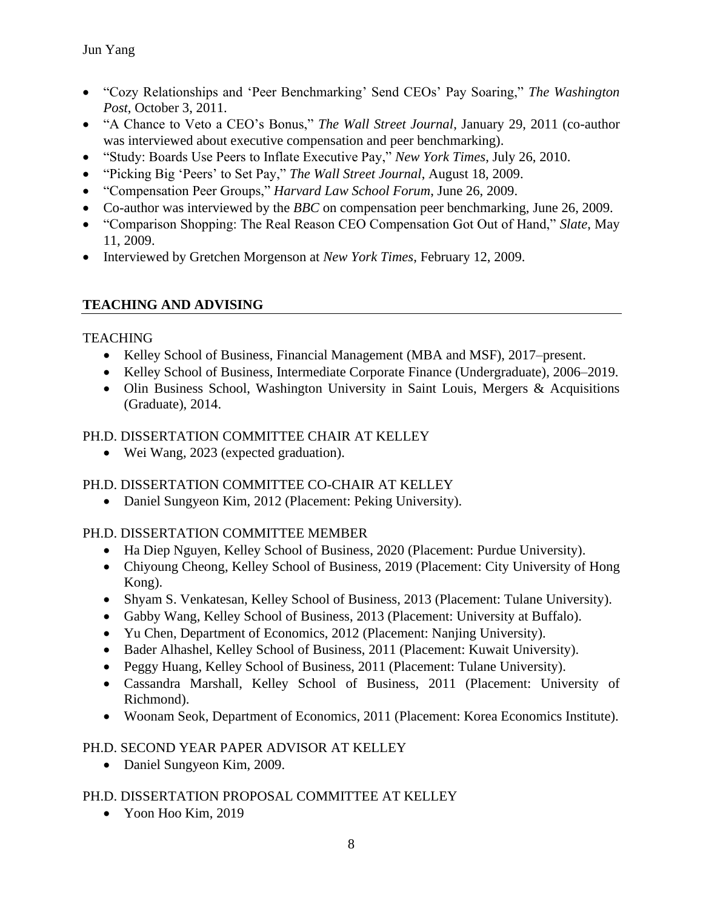- "Cozy Relationships and 'Peer Benchmarking' Send CEOs' Pay Soaring," *The Washington Post*, October 3, 2011.
- "A Chance to Veto a CEO's Bonus," *The Wall Street Journal*, January 29, 2011 (co-author was interviewed about executive compensation and peer benchmarking).
- "Study: Boards Use Peers to Inflate Executive Pay," *New York Times*, July 26, 2010.
- "Picking Big 'Peers' to Set Pay," *The Wall Street Journal*, August 18, 2009.
- "Compensation Peer Groups," *Harvard Law School Forum*, June 26, 2009.
- Co-author was interviewed by the *BBC* on compensation peer benchmarking, June 26, 2009.
- "Comparison Shopping: The Real Reason CEO Compensation Got Out of Hand," *Slate*, May 11, 2009.
- Interviewed by Gretchen Morgenson at *New York Times*, February 12, 2009.

## TEACHING AND ADVISING

TEACHING

- Kelley School of Business, Financial Management (MBA and MSF), 2017–present.
- Kelley School of Business, Intermediate Corporate Finance (Undergraduate), 2006–2019.
- Olin Business School, Washington University in Saint Louis, Mergers & Acquisitions (Graduate), 2014.

PH.D. DISSERTATION COMMITTEE CHAIR AT KELLEY

- Wei Wang, 2023 (expected graduation).

PH.D. DISSERTATION COMMITTEE CO-CHAIR AT KELLEY

- Daniel Sungyeon Kim, 2012 (Placement: Peking University).

PH.D. DISSERTATION COMMITTEE MEMBER

- Ha Diep Nguyen, Kelley School of Business, 2020 (Placement: Purdue University).
- Chiyoung Cheong, Kelley School of Business, 2019 (Placement: City University of Hong Kong).
- Shyam S. Venkatesan, Kelley School of Business, 2013 (Placement: Tulane University).
- Gabby Wang, Kelley School of Business, 2013 (Placement: University at Buffalo).
- Yu Chen, Department of Economics, 2012 (Placement: Nanjing University).
- Bader Alhashel, Kelley School of Business, 2011 (Placement: Kuwait University).
- Peggy Huang, Kelley School of Business, 2011 (Placement: Tulane University).
- Cassandra Marshall, Kelley School of Business, 2011 (Placement: University of Richmond).
- Woonam Seok, Department of Economics, 2011 (Placement: Korea Economics Institute).

PH.D. SECOND YEAR PAPER ADVISOR AT KELLEY

- Daniel Sungyeon Kim, 2009.

PH.D. DISSERTATION PROPOSAL COMMITTEE AT KELLEY

- Yoon Hoo Kim, 2019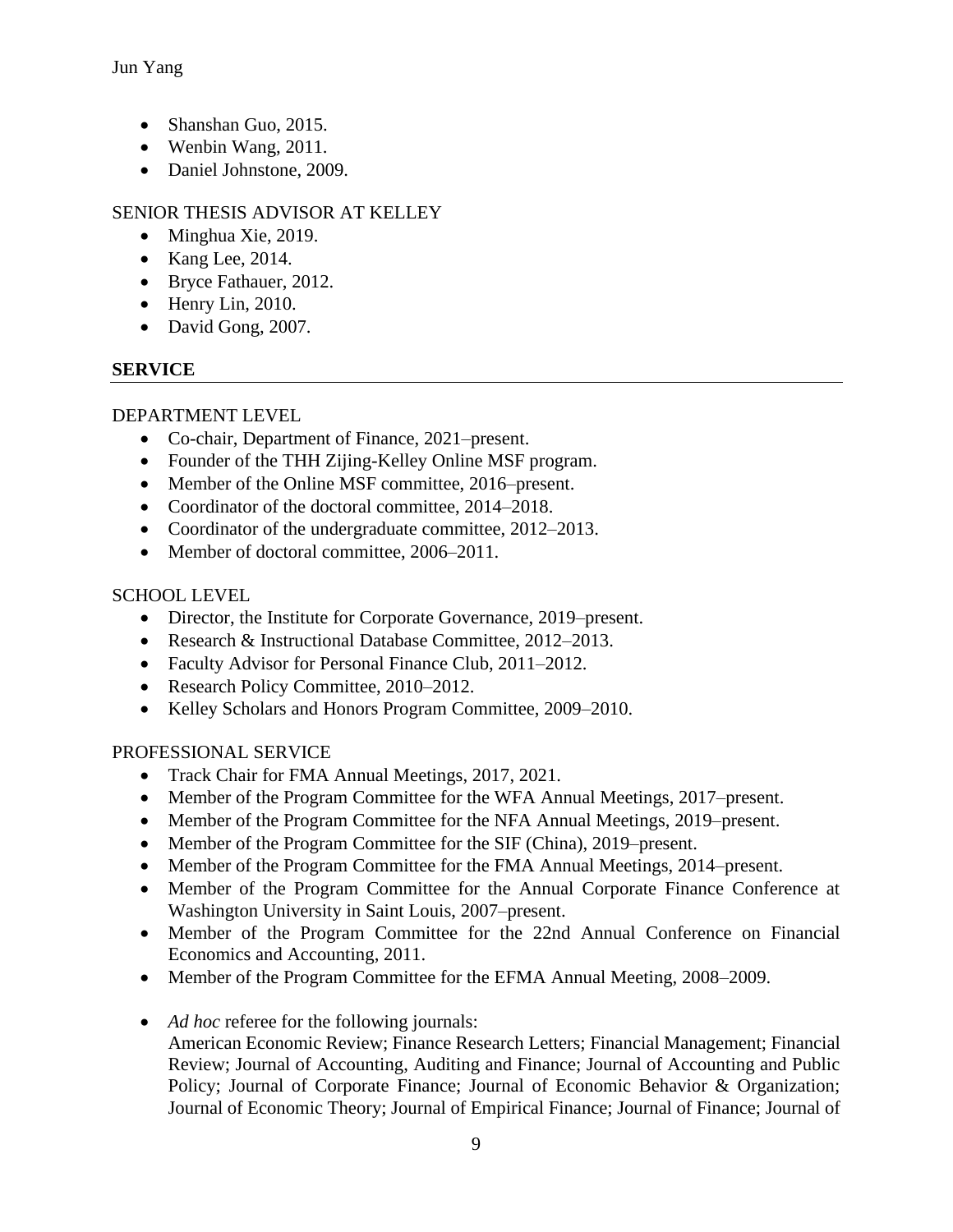- Shanshan Guo, 2015.
- Wenbin Wang, 2011.
- Daniel Johnstone, 2009.

SENIOR THESIS ADVISOR AT KELLEY

- Minghua Xie, 2019.
- Kang Lee, 2014.
- Bryce Fathauer, 2012.
- Henry Lin, 2010.
- David Gong, 2007.

## SERVICE

DEPARTMENT LEVEL

- Co-chair, Department of Finance, 2021–present.
- Founder of the THH Zijing-Kelley Online MSF program.
- Member of the Online MSF committee, 2016–present.
- Coordinator of the doctoral committee, 2014–2018.
- Coordinator of the undergraduate committee, 2012–2013.
- Member of doctoral committee, 2006–2011.

SCHOOL LEVEL

- Director, the Institute for Corporate Governance, 2019–present.
- Research & Instructional Database Committee, 2012–2013.
- Faculty Advisor for Personal Finance Club, 2011–2012.
- Research Policy Committee, 2010–2012.
- Kelley Scholars and Honors Program Committee, 2009–2010.

PROFESSIONAL SERVICE

- Track Chair for FMA Annual Meetings, 2017, 2021.
- Member of the Program Committee for the WFA Annual Meetings, 2017–present.
- Member of the Program Committee for the NFA Annual Meetings, 2019–present.
- Member of the Program Committee for the SIF (China), 2019–present.
- Member of the Program Committee for the FMA Annual Meetings, 2014–present.
- Member of the Program Committee for the Annual Corporate Finance Conference at Washington University in Saint Louis, 2007–present.
- Member of the Program Committee for the 22nd Annual Conference on Financial Economics and Accounting, 2011.
- Member of the Program Committee for the EFMA Annual Meeting, 2008–2009.

- *Ad hoc* referee for the following journals:
  American Economic Review; Finance Research Letters; Financial Management; Financial Review; Journal of Accounting, Auditing and Finance; Journal of Accounting and Public Policy; Journal of Corporate Finance; Journal of Economic Behavior & Organization; Journal of Economic Theory; Journal of Empirical Finance; Journal of Finance; Journal of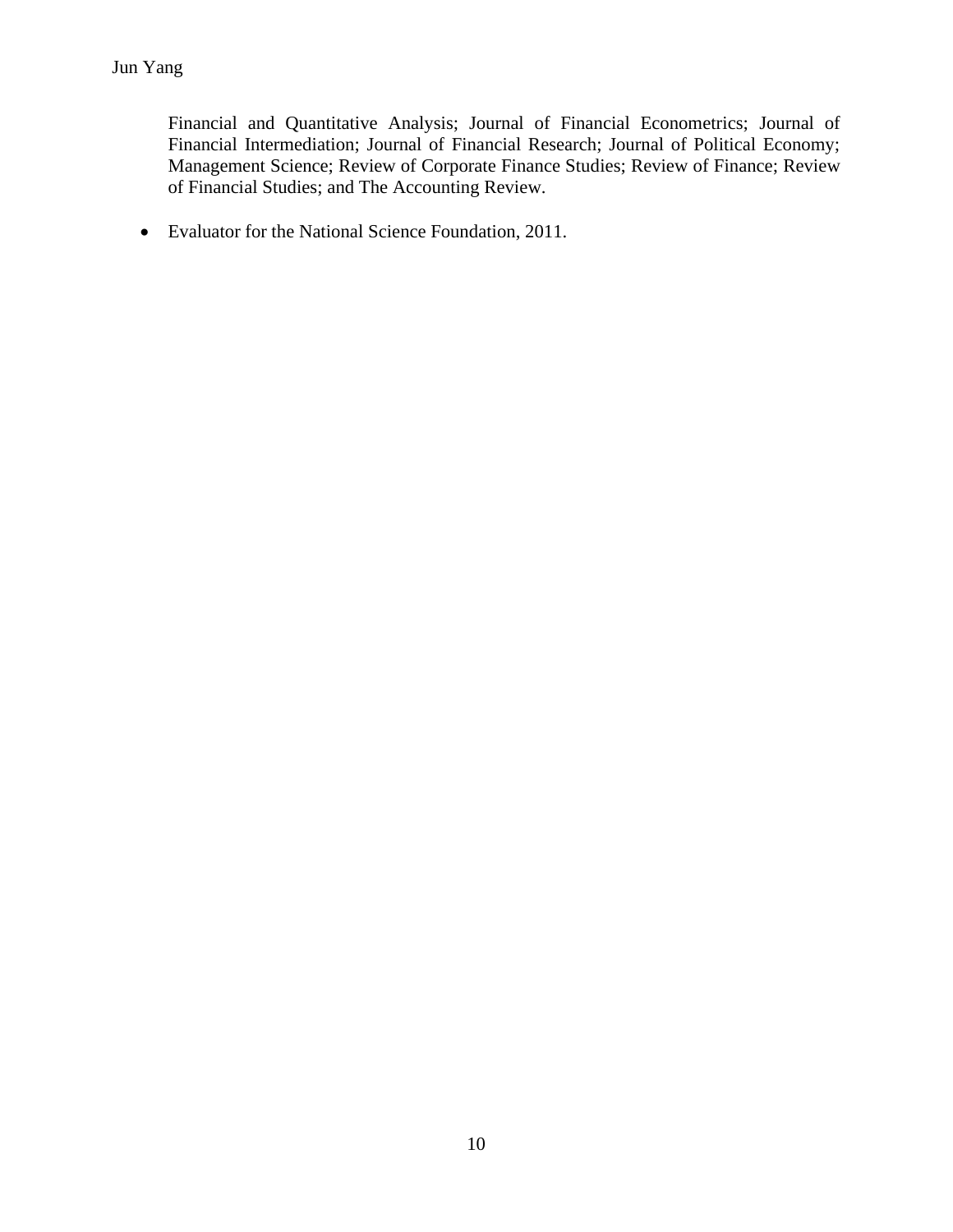Financial and Quantitative Analysis; Journal of Financial Econometrics; Journal of Financial Intermediation; Journal of Financial Research; Journal of Political Economy; Management Science; Review of Corporate Finance Studies; Review of Finance; Review of Financial Studies; and The Accounting Review.

- Evaluator for the National Science Foundation, 2011.